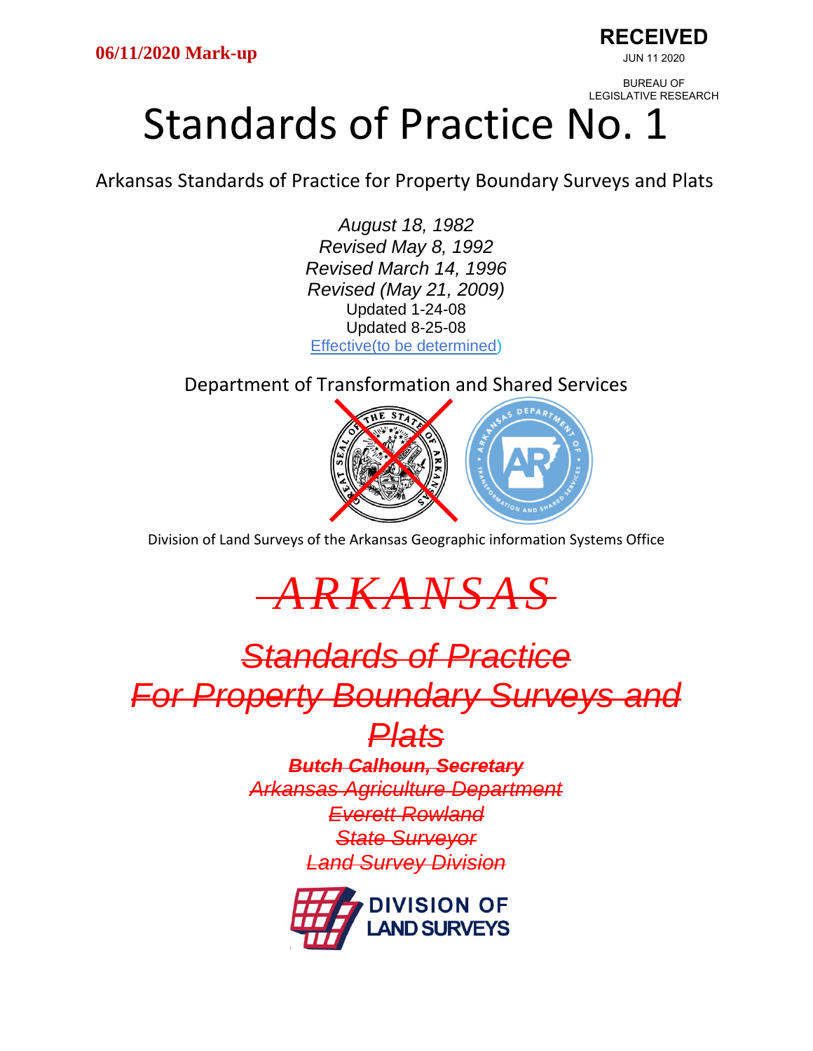06/11/2020 Mark-up

RECEIVED

JUN 11 2020

BUREAU OF LEGISLATIVE RESEARCH

# Standards of Practice No. 1

Arkansas Standards of Practice for Property Boundary Surveys and Plats

*August 18, 1982*
*Revised May 8, 1992*
*Revised March 14, 1996*
*Revised (May 21, 2009)*
Updated 1-24-08
Updated 8-25-08
Effective(to be determined)

Department of Transformation and Shared Services

Division of Land Surveys of the Arkansas Geographic information Systems Office

~~*ARKANSAS*~~

~~*Standards of Practice*~~
~~*For Property Boundary Surveys and Plats*~~

~~***Butch Calhoun, Secretary***~~
~~*Arkansas Agriculture Department*~~
~~*Everett Rowland*~~
~~*State Surveyor*~~
~~*Land Survey Division*~~

DIVISION OF LAND SURVEYS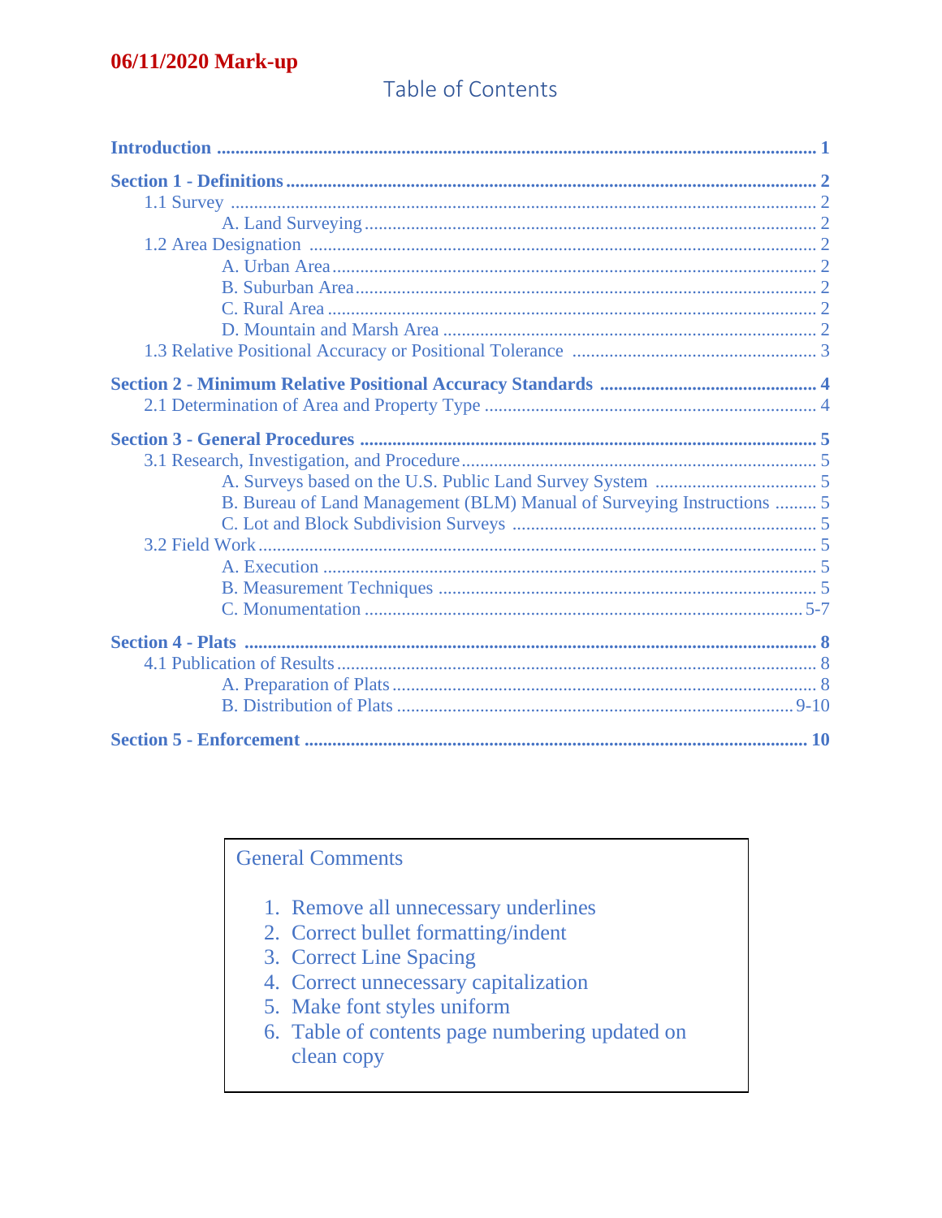**06/11/2020 Mark-up**

# Table of Contents

**Introduction** ..... **1**

**Section 1 - Definitions** ..... **2**
- 1.1 Survey ..... 2
  - A. Land Surveying ..... 2
- 1.2 Area Designation ..... 2
  - A. Urban Area ..... 2
  - B. Suburban Area ..... 2
  - C. Rural Area ..... 2
  - D. Mountain and Marsh Area ..... 2
- 1.3 Relative Positional Accuracy or Positional Tolerance ..... 3

**Section 2 - Minimum Relative Positional Accuracy Standards** ..... **4**
- 2.1 Determination of Area and Property Type ..... 4

**Section 3 - General Procedures** ..... **5**
- 3.1 Research, Investigation, and Procedure ..... 5
  - A. Surveys based on the U.S. Public Land Survey System ..... 5
  - B. Bureau of Land Management (BLM) Manual of Surveying Instructions ..... 5
  - C. Lot and Block Subdivision Surveys ..... 5
- 3.2 Field Work ..... 5
  - A. Execution ..... 5
  - B. Measurement Techniques ..... 5
  - C. Monumentation ..... 5-7

**Section 4 - Plats** ..... **8**
- 4.1 Publication of Results ..... 8
  - A. Preparation of Plats ..... 8
  - B. Distribution of Plats ..... 9-10

**Section 5 - Enforcement** ..... **10**

General Comments

1. Remove all unnecessary underlines
2. Correct bullet formatting/indent
3. Correct Line Spacing
4. Correct unnecessary capitalization
5. Make font styles uniform
6. Table of contents page numbering updated on clean copy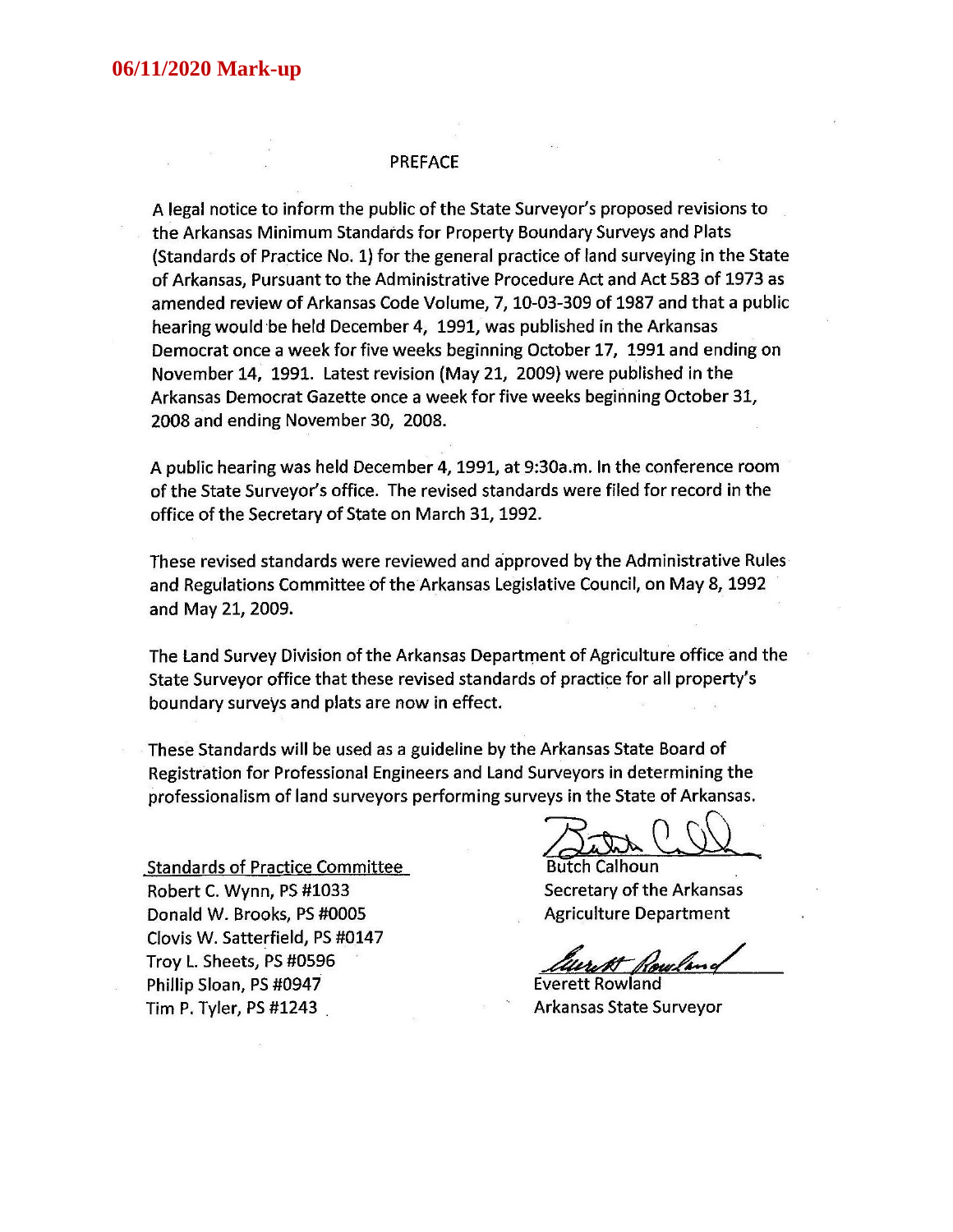**06/11/2020 Mark-up**

# PREFACE

A legal notice to inform the public of the State Surveyor's proposed revisions to the Arkansas Minimum Standards for Property Boundary Surveys and Plats (Standards of Practice No. 1) for the general practice of land surveying in the State of Arkansas, Pursuant to the Administrative Procedure Act and Act 583 of 1973 as amended review of Arkansas Code Volume, 7, 10-03-309 of 1987 and that a public hearing would be held December 4, 1991, was published in the Arkansas Democrat once a week for five weeks beginning October 17, 1991 and ending on November 14, 1991. Latest revision (May 21, 2009) were published in the Arkansas Democrat Gazette once a week for five weeks beginning October 31, 2008 and ending November 30, 2008.

A public hearing was held December 4, 1991, at 9:30a.m. In the conference room of the State Surveyor's office. The revised standards were filed for record in the office of the Secretary of State on March 31, 1992.

These revised standards were reviewed and approved by the Administrative Rules and Regulations Committee of the Arkansas Legislative Council, on May 8, 1992 and May 21, 2009.

The Land Survey Division of the Arkansas Department of Agriculture office and the State Surveyor office that these revised standards of practice for all property's boundary surveys and plats are now in effect.

These Standards will be used as a guideline by the Arkansas State Board of Registration for Professional Engineers and Land Surveyors in determining the professionalism of land surveyors performing surveys in the State of Arkansas.

Standards of Practice Committee
Robert C. Wynn, PS #1033
Donald W. Brooks, PS #0005
Clovis W. Satterfield, PS #0147
Troy L. Sheets, PS #0596
Phillip Sloan, PS #0947
Tim P. Tyler, PS #1243

Butch Calhoun
Secretary of the Arkansas Agriculture Department

Everett Rowland
Arkansas State Surveyor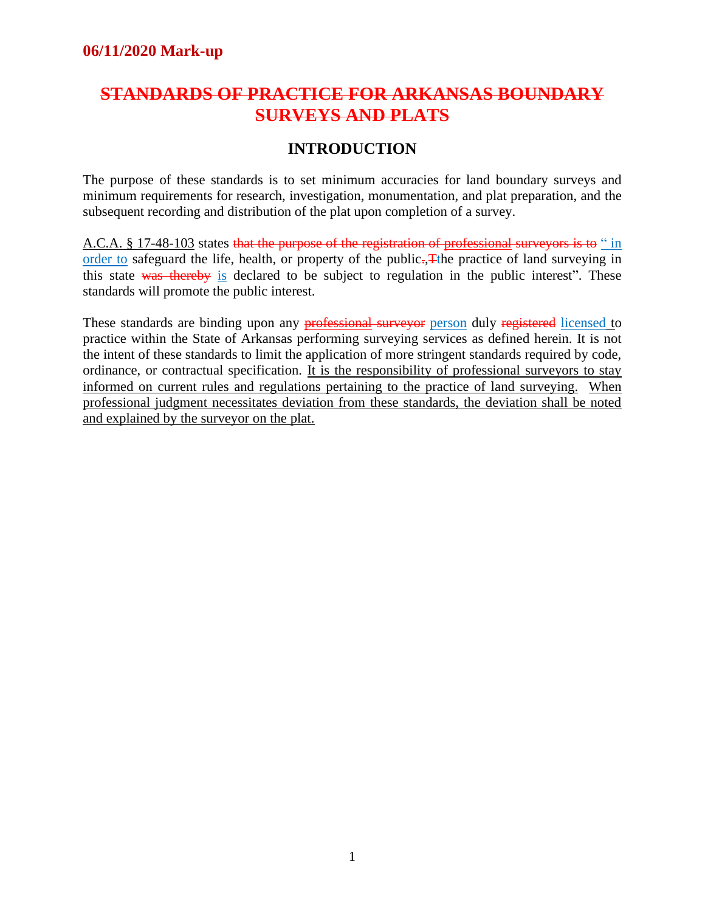06/11/2020 Mark-up

# ~~STANDARDS OF PRACTICE FOR ARKANSAS BOUNDARY SURVEYS AND PLATS~~

## INTRODUCTION

The purpose of these standards is to set minimum accuracies for land boundary surveys and minimum requirements for research, investigation, monumentation, and plat preparation, and the subsequent recording and distribution of the plat upon completion of a survey.

A.C.A. § 17-48-103 states ~~that the purpose of the registration of professional surveyors is to~~ " in order to safeguard the life, health, or property of the public~~.~~, ~~T~~the practice of land surveying in this state ~~was thereby~~ is declared to be subject to regulation in the public interest". These standards will promote the public interest.

These standards are binding upon any ~~professional surveyor~~ person duly ~~registered~~ licensed to practice within the State of Arkansas performing surveying services as defined herein. It is not the intent of these standards to limit the application of more stringent standards required by code, ordinance, or contractual specification. It is the responsibility of professional surveyors to stay informed on current rules and regulations pertaining to the practice of land surveying. When professional judgment necessitates deviation from these standards, the deviation shall be noted and explained by the surveyor on the plat.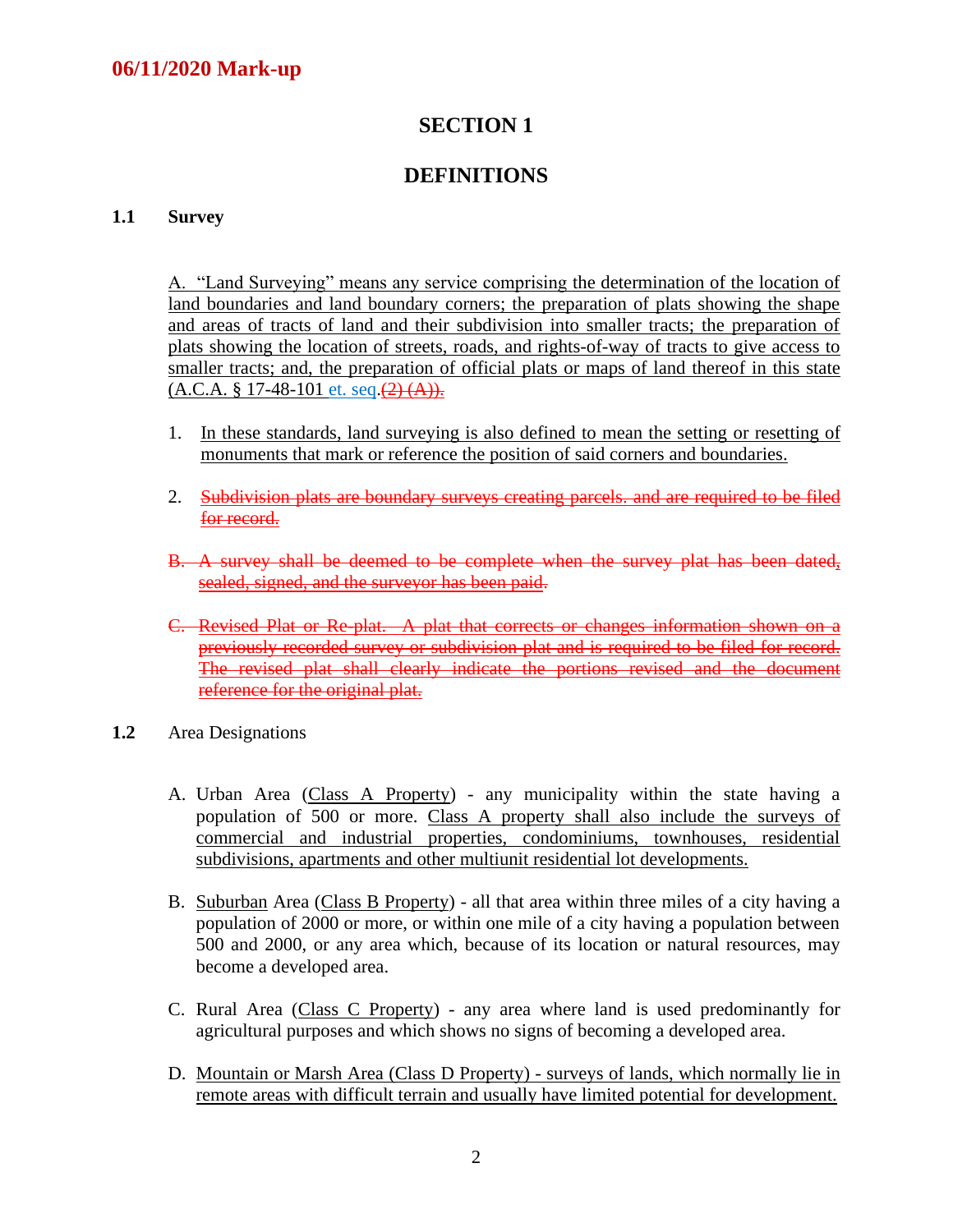06/11/2020 Mark-up

# SECTION 1

# DEFINITIONS

### 1.1 Survey

A. "Land Surveying" means any service comprising the determination of the location of land boundaries and land boundary corners; the preparation of plats showing the shape and areas of tracts of land and their subdivision into smaller tracts; the preparation of plats showing the location of streets, roads, and rights-of-way of tracts to give access to smaller tracts; and, the preparation of official plats or maps of land thereof in this state (A.C.A. § 17-48-101 et. seq.~~(2) (A)).~~

1. In these standards, land surveying is also defined to mean the setting or resetting of monuments that mark or reference the position of said corners and boundaries.

2. ~~Subdivision plats are boundary surveys creating parcels. and are required to be filed for record.~~

~~B. A survey shall be deemed to be complete when the survey plat has been dated, sealed, signed, and the surveyor has been paid~~.

~~C. Revised Plat or Re-plat. A plat that corrects or changes information shown on a previously recorded survey or subdivision plat and is required to be filed for record. The revised plat shall clearly indicate the portions revised and the document reference for the original plat.~~

### 1.2 Area Designations

A. Urban Area (Class A Property) - any municipality within the state having a population of 500 or more. Class A property shall also include the surveys of commercial and industrial properties, condominiums, townhouses, residential subdivisions, apartments and other multiunit residential lot developments.

B. Suburban Area (Class B Property) - all that area within three miles of a city having a population of 2000 or more, or within one mile of a city having a population between 500 and 2000, or any area which, because of its location or natural resources, may become a developed area.

C. Rural Area (Class C Property) - any area where land is used predominantly for agricultural purposes and which shows no signs of becoming a developed area.

D. Mountain or Marsh Area (Class D Property) - surveys of lands, which normally lie in remote areas with difficult terrain and usually have limited potential for development.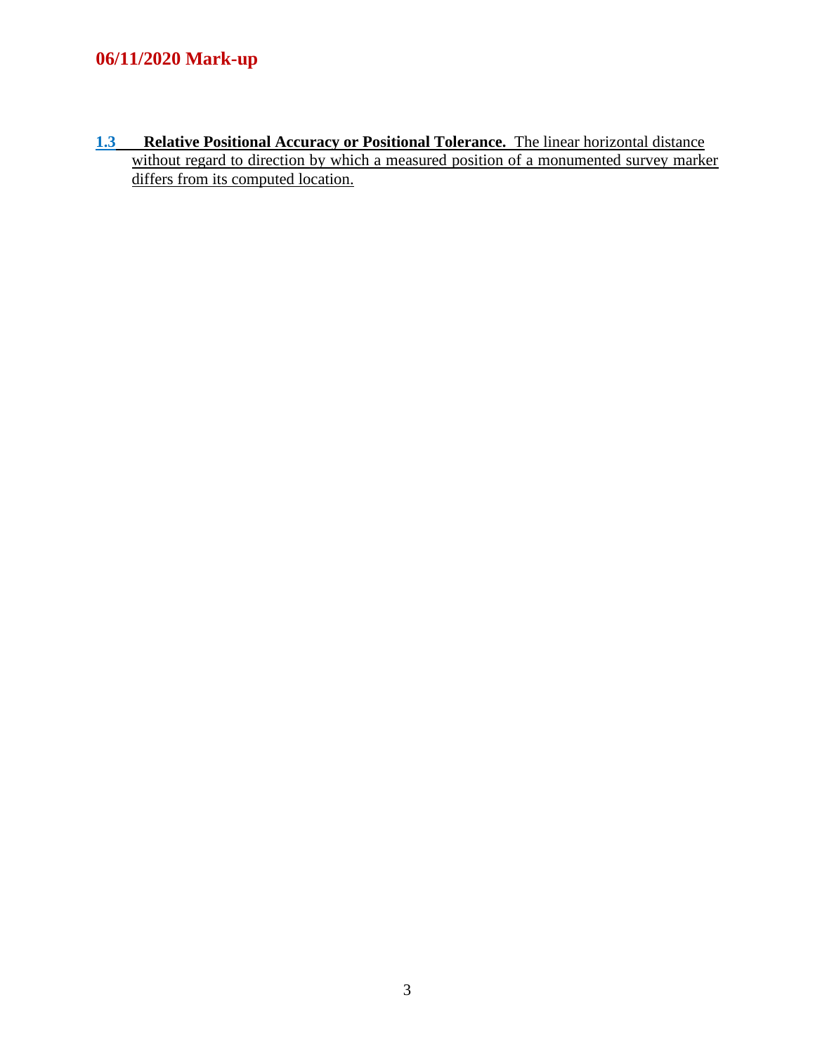**06/11/2020 Mark-up**

**1.3 Relative Positional Accuracy or Positional Tolerance.** The linear horizontal distance without regard to direction by which a measured position of a monumented survey marker differs from its computed location.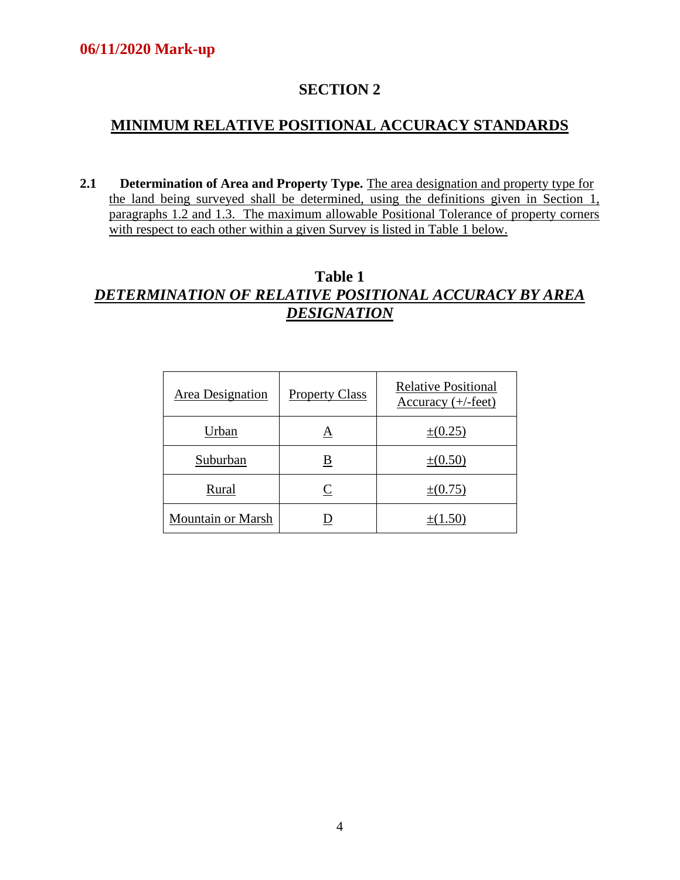06/11/2020 Mark-up

# SECTION 2

## MINIMUM RELATIVE POSITIONAL ACCURACY STANDARDS

**2.1 Determination of Area and Property Type.** The area designation and property type for the land being surveyed shall be determined, using the definitions given in Section 1, paragraphs 1.2 and 1.3. The maximum allowable Positional Tolerance of property corners with respect to each other within a given Survey is listed in Table 1 below.

**Table 1**

***DETERMINATION OF RELATIVE POSITIONAL ACCURACY BY AREA DESIGNATION***

| Area Designation | Property Class | Relative Positional Accuracy (+/-feet) |
|---|---|---|
| Urban | A | ±(0.25) |
| Suburban | B | ±(0.50) |
| Rural | C | ±(0.75) |
| Mountain or Marsh | D | ±(1.50) |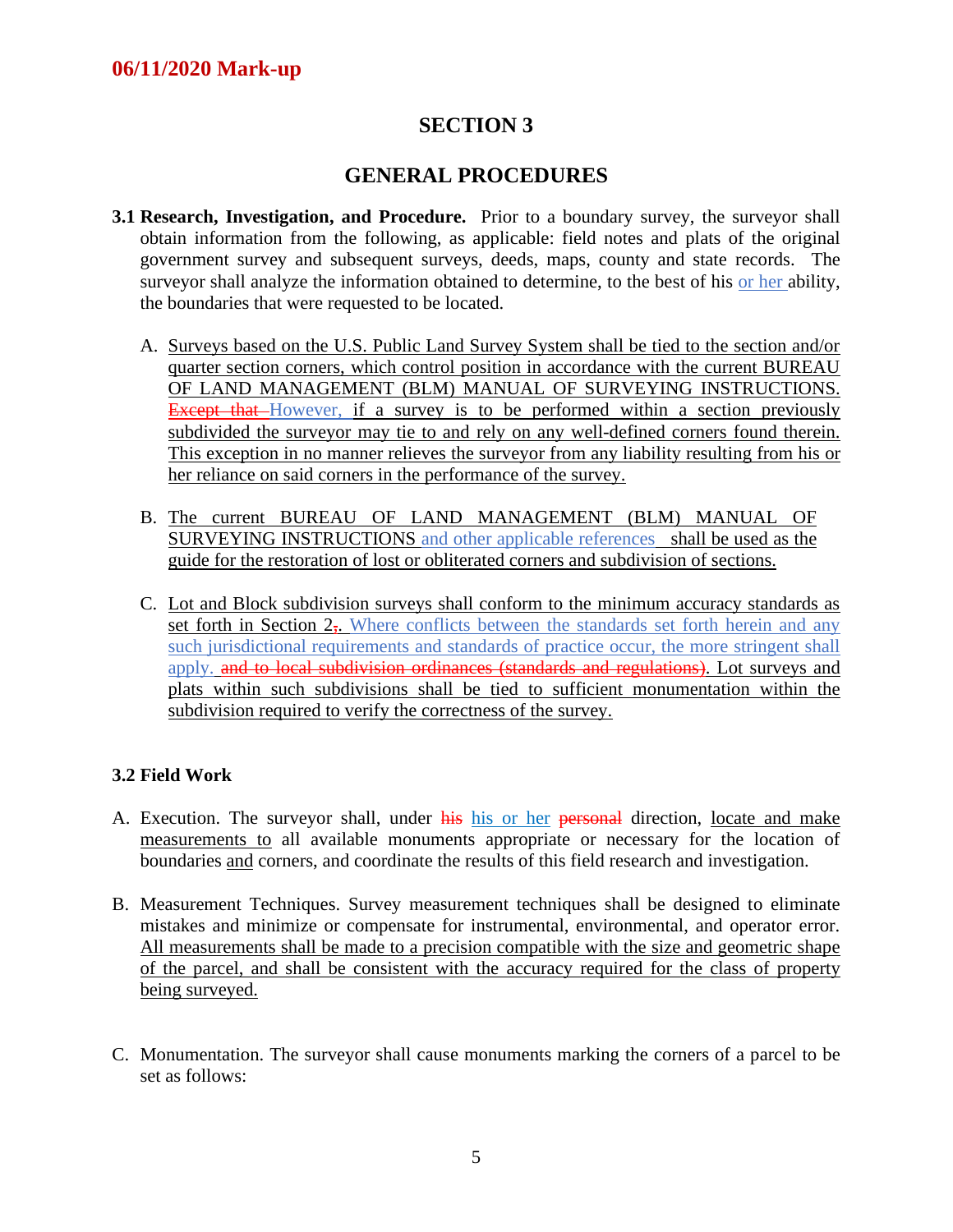**06/11/2020 Mark-up**

# SECTION 3

## GENERAL PROCEDURES

**3.1 Research, Investigation, and Procedure.** Prior to a boundary survey, the surveyor shall obtain information from the following, as applicable: field notes and plats of the original government survey and subsequent surveys, deeds, maps, county and state records. The surveyor shall analyze the information obtained to determine, to the best of his or her ability, the boundaries that were requested to be located.

A. Surveys based on the U.S. Public Land Survey System shall be tied to the section and/or quarter section corners, which control position in accordance with the current BUREAU OF LAND MANAGEMENT (BLM) MANUAL OF SURVEYING INSTRUCTIONS. ~~Except that~~ However, if a survey is to be performed within a section previously subdivided the surveyor may tie to and rely on any well-defined corners found therein. This exception in no manner relieves the surveyor from any liability resulting from his or her reliance on said corners in the performance of the survey.

B. The current BUREAU OF LAND MANAGEMENT (BLM) MANUAL OF SURVEYING INSTRUCTIONS and other applicable references shall be used as the guide for the restoration of lost or obliterated corners and subdivision of sections.

C. Lot and Block subdivision surveys shall conform to the minimum accuracy standards as set forth in Section 2~~,~~. Where conflicts between the standards set forth herein and any such jurisdictional requirements and standards of practice occur, the more stringent shall apply. ~~and to local subdivision ordinances (standards and regulations)~~. Lot surveys and plats within such subdivisions shall be tied to sufficient monumentation within the subdivision required to verify the correctness of the survey.

**3.2 Field Work**

A. Execution. The surveyor shall, under ~~his~~ his or her ~~personal~~ direction, locate and make measurements to all available monuments appropriate or necessary for the location of boundaries and corners, and coordinate the results of this field research and investigation.

B. Measurement Techniques. Survey measurement techniques shall be designed to eliminate mistakes and minimize or compensate for instrumental, environmental, and operator error. All measurements shall be made to a precision compatible with the size and geometric shape of the parcel, and shall be consistent with the accuracy required for the class of property being surveyed.

C. Monumentation. The surveyor shall cause monuments marking the corners of a parcel to be set as follows: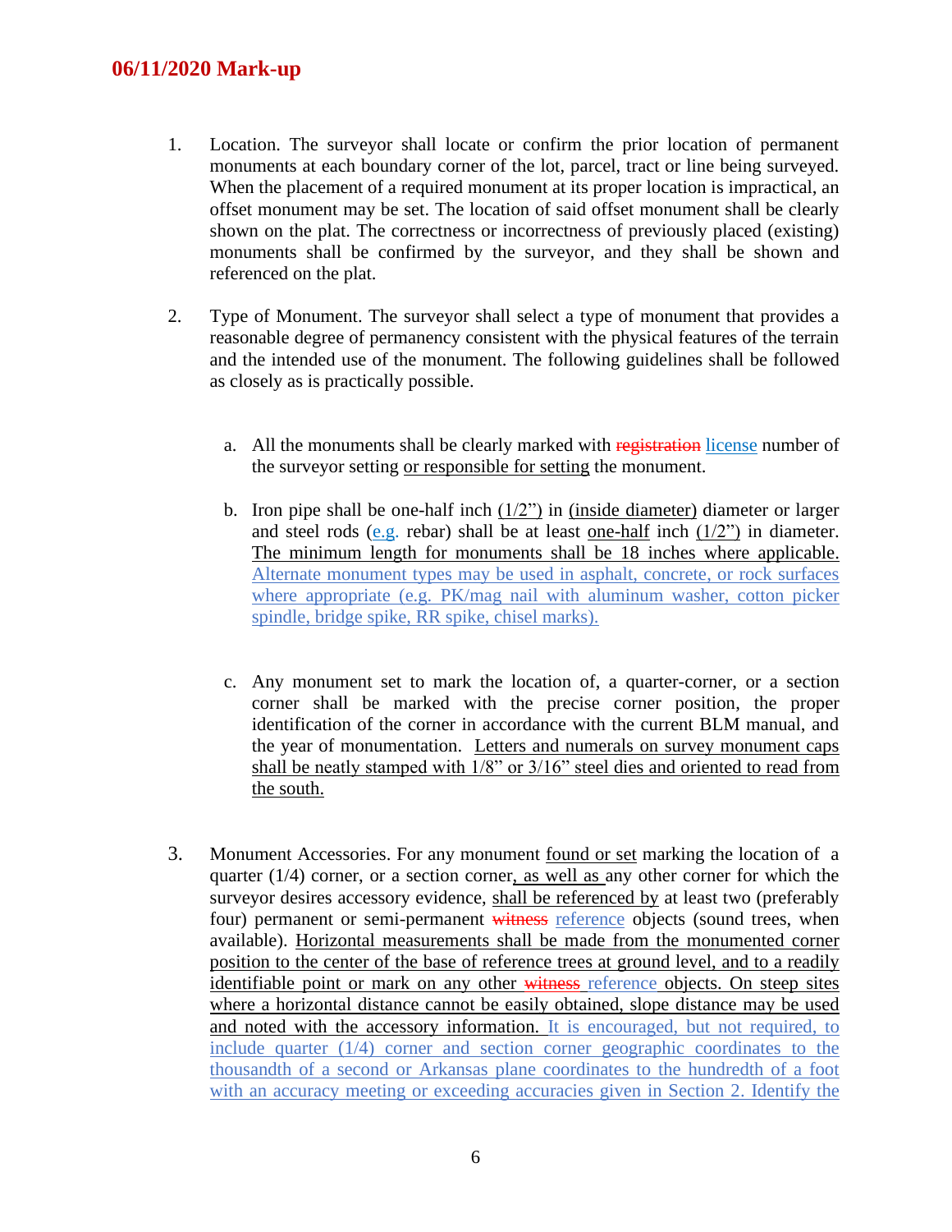1. Location. The surveyor shall locate or confirm the prior location of permanent monuments at each boundary corner of the lot, parcel, tract or line being surveyed. When the placement of a required monument at its proper location is impractical, an offset monument may be set. The location of said offset monument shall be clearly shown on the plat. The correctness or incorrectness of previously placed (existing) monuments shall be confirmed by the surveyor, and they shall be shown and referenced on the plat.

2. Type of Monument. The surveyor shall select a type of monument that provides a reasonable degree of permanency consistent with the physical features of the terrain and the intended use of the monument. The following guidelines shall be followed as closely as is practically possible.

   a. All the monuments shall be clearly marked with ~~registration~~ license number of the surveyor setting or responsible for setting the monument.

   b. Iron pipe shall be one-half inch (1/2") in (inside diameter) diameter or larger and steel rods (e.g. rebar) shall be at least one-half inch (1/2") in diameter. The minimum length for monuments shall be 18 inches where applicable. Alternate monument types may be used in asphalt, concrete, or rock surfaces where appropriate (e.g. PK/mag nail with aluminum washer, cotton picker spindle, bridge spike, RR spike, chisel marks).

   c. Any monument set to mark the location of, a quarter-corner, or a section corner shall be marked with the precise corner position, the proper identification of the corner in accordance with the current BLM manual, and the year of monumentation. Letters and numerals on survey monument caps shall be neatly stamped with 1/8" or 3/16" steel dies and oriented to read from the south.

3. Monument Accessories. For any monument found or set marking the location of a quarter (1/4) corner, or a section corner, as well as any other corner for which the surveyor desires accessory evidence, shall be referenced by at least two (preferably four) permanent or semi-permanent ~~witness~~ reference objects (sound trees, when available). Horizontal measurements shall be made from the monumented corner position to the center of the base of reference trees at ground level, and to a readily identifiable point or mark on any other ~~witness~~ reference objects. On steep sites where a horizontal distance cannot be easily obtained, slope distance may be used and noted with the accessory information. It is encouraged, but not required, to include quarter (1/4) corner and section corner geographic coordinates to the thousandth of a second or Arkansas plane coordinates to the hundredth of a foot with an accuracy meeting or exceeding accuracies given in Section 2. Identify the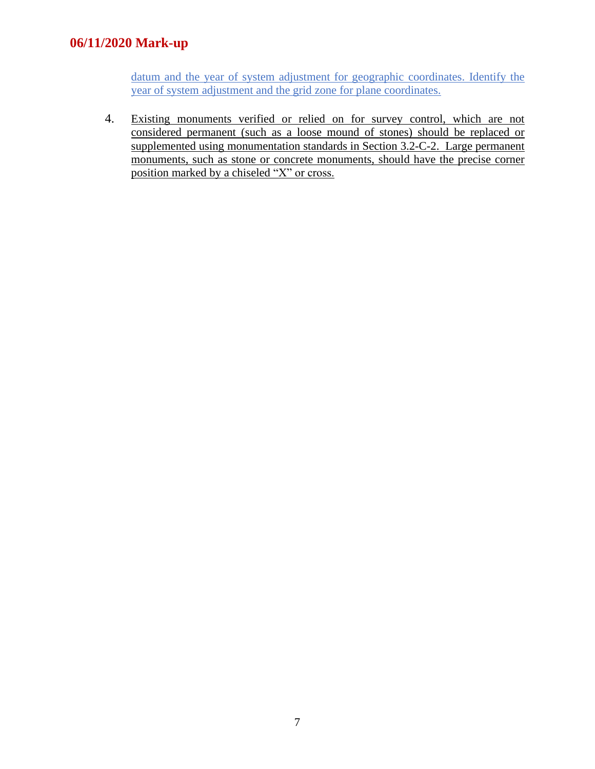datum and the year of system adjustment for geographic coordinates. Identify the year of system adjustment and the grid zone for plane coordinates.

4. Existing monuments verified or relied on for survey control, which are not considered permanent (such as a loose mound of stones) should be replaced or supplemented using monumentation standards in Section 3.2-C-2. Large permanent monuments, such as stone or concrete monuments, should have the precise corner position marked by a chiseled "X" or cross.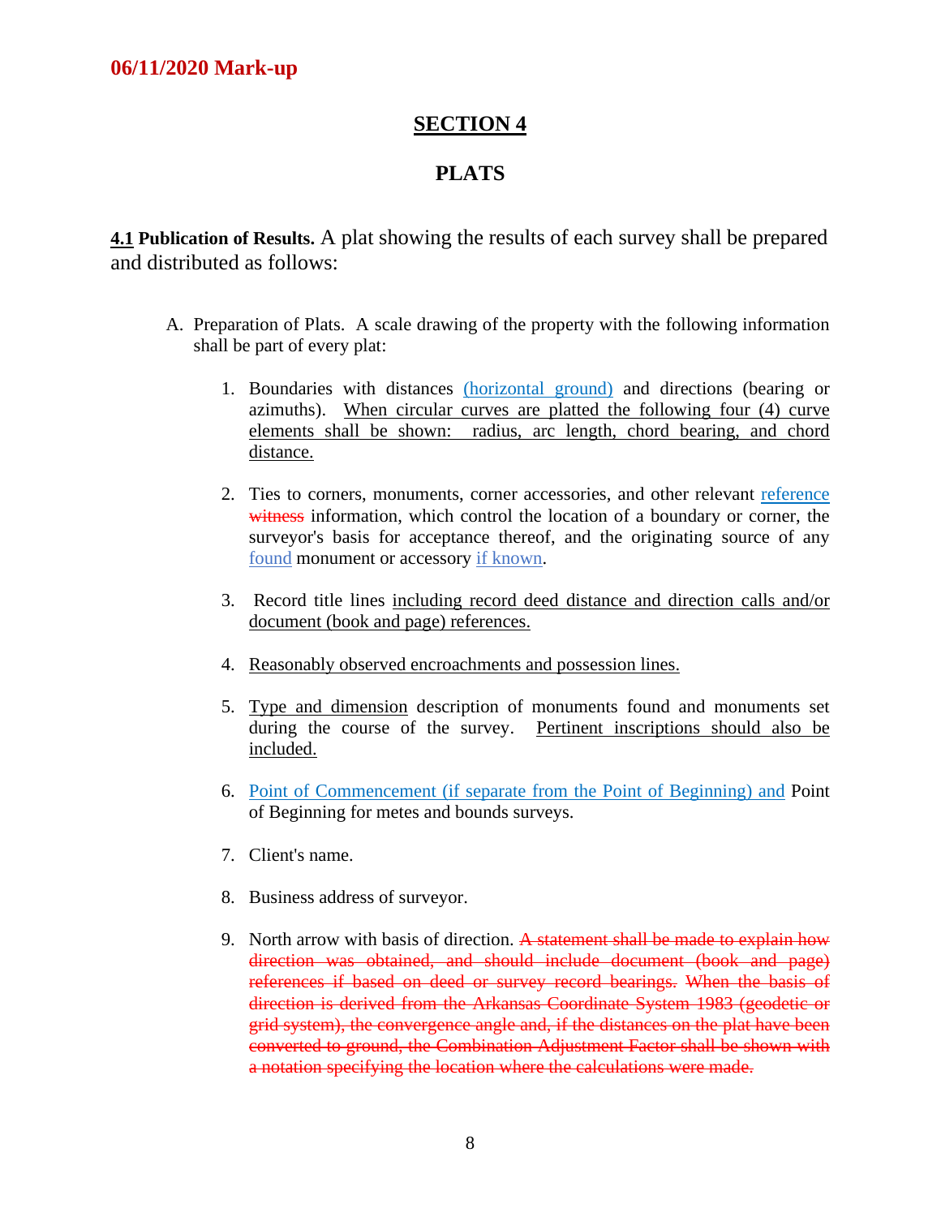**06/11/2020 Mark-up**

# SECTION 4

## PLATS

**4.1 Publication of Results.** A plat showing the results of each survey shall be prepared and distributed as follows:

A. Preparation of Plats. A scale drawing of the property with the following information shall be part of every plat:

1. Boundaries with distances <u>(horizontal ground)</u> and directions (bearing or azimuths). <u>When circular curves are platted the following four (4) curve elements shall be shown: radius, arc length, chord bearing, and chord distance.</u>

2. Ties to corners, monuments, corner accessories, and other relevant <u>reference</u> ~~witness~~ information, which control the location of a boundary or corner, the surveyor's basis for acceptance thereof, and the originating source of any <u>found</u> monument or accessory <u>if known</u>.

3. Record title lines <u>including record deed distance and direction calls and/or document (book and page) references.</u>

4. <u>Reasonably observed encroachments and possession lines.</u>

5. <u>Type and dimension</u> description of monuments found and monuments set during the course of the survey. <u>Pertinent inscriptions should also be included.</u>

6. <u>Point of Commencement (if separate from the Point of Beginning) and</u> Point of Beginning for metes and bounds surveys.

7. Client's name.

8. Business address of surveyor.

9. North arrow with basis of direction. ~~A statement shall be made to explain how direction was obtained, and should include document (book and page) references if based on deed or survey record bearings. When the basis of direction is derived from the Arkansas Coordinate System 1983 (geodetic or grid system), the convergence angle and, if the distances on the plat have been converted to ground, the Combination Adjustment Factor shall be shown with a notation specifying the location where the calculations were made.~~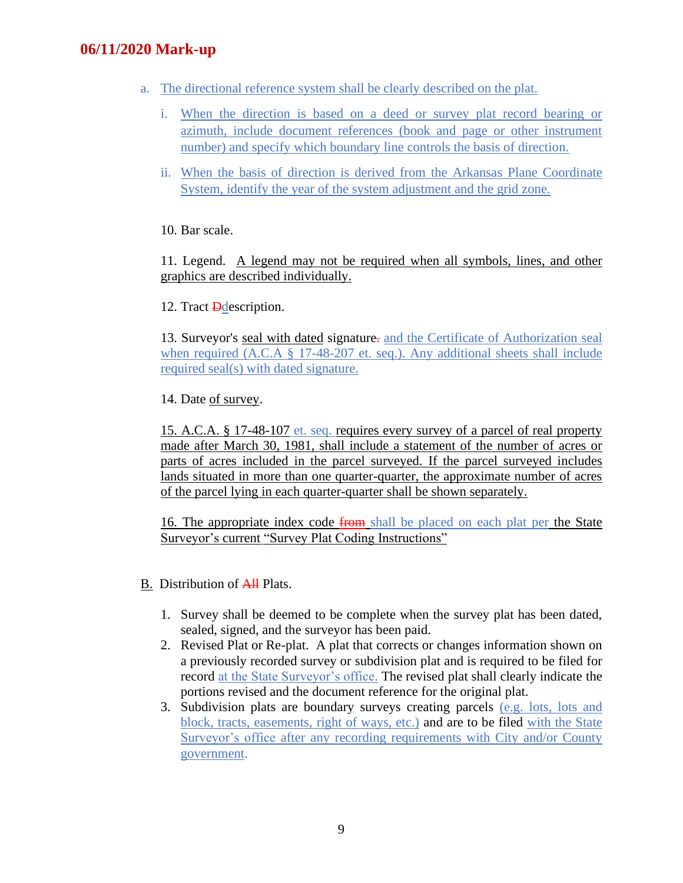a. The directional reference system shall be clearly described on the plat.

   i. When the direction is based on a deed or survey plat record bearing or azimuth, include document references (book and page or other instrument number) and specify which boundary line controls the basis of direction.

   ii. When the basis of direction is derived from the Arkansas Plane Coordinate System, identify the year of the system adjustment and the grid zone.

10. Bar scale.

11. Legend. A legend may not be required when all symbols, lines, and other graphics are described individually.

12. Tract ~~D~~description.

13. Surveyor's seal with dated signature~~.~~ and the Certificate of Authorization seal when required (A.C.A § 17-48-207 et. seq.). Any additional sheets shall include required seal(s) with dated signature.

14. Date of survey.

15. A.C.A. § 17-48-107 et. seq. requires every survey of a parcel of real property made after March 30, 1981, shall include a statement of the number of acres or parts of acres included in the parcel surveyed. If the parcel surveyed includes lands situated in more than one quarter-quarter, the approximate number of acres of the parcel lying in each quarter-quarter shall be shown separately.

16. The appropriate index code ~~from~~ shall be placed on each plat per the State Surveyor's current "Survey Plat Coding Instructions"

B. Distribution of ~~All~~ Plats.

1. Survey shall be deemed to be complete when the survey plat has been dated, sealed, signed, and the surveyor has been paid.
2. Revised Plat or Re-plat. A plat that corrects or changes information shown on a previously recorded survey or subdivision plat and is required to be filed for record at the State Surveyor's office. The revised plat shall clearly indicate the portions revised and the document reference for the original plat.
3. Subdivision plats are boundary surveys creating parcels (e.g. lots, lots and block, tracts, easements, right of ways, etc.) and are to be filed with the State Surveyor's office after any recording requirements with City and/or County government.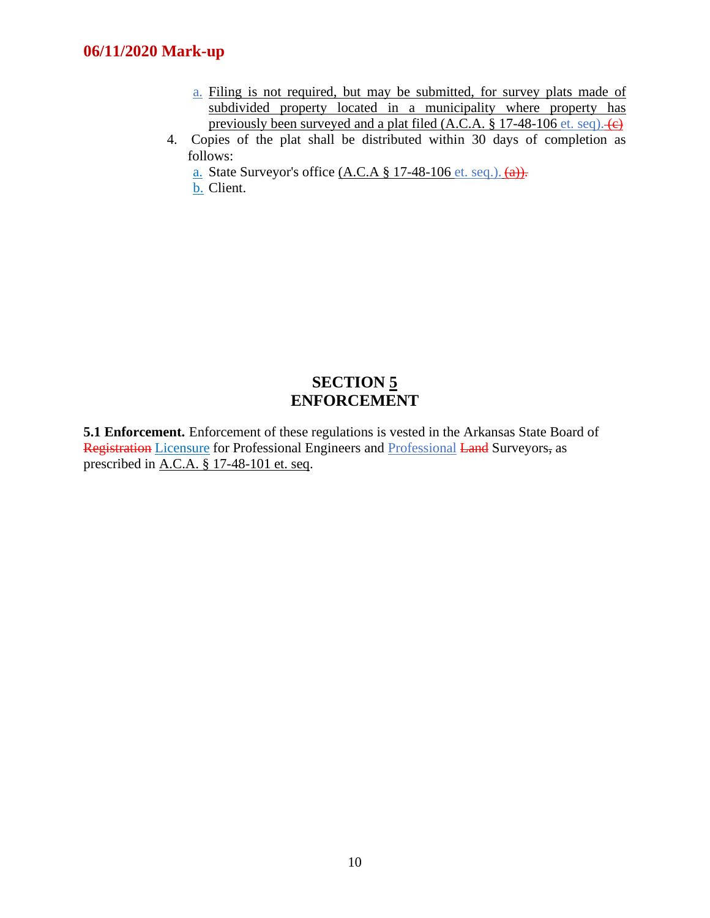a. Filing is not required, but may be submitted, for survey plats made of subdivided property located in a municipality where property has previously been surveyed and a plat filed (A.C.A. § 17-48-106 et. seq). (c)

4. Copies of the plat shall be distributed within 30 days of completion as follows:

   a. State Surveyor's office (A.C.A § 17-48-106 et. seq.). (a)).

   b. Client.

## SECTION 5
## ENFORCEMENT

**5.1 Enforcement.** Enforcement of these regulations is vested in the Arkansas State Board of Registration Licensure for Professional Engineers and Professional Land Surveyors, as prescribed in A.C.A. § 17-48-101 et. seq.